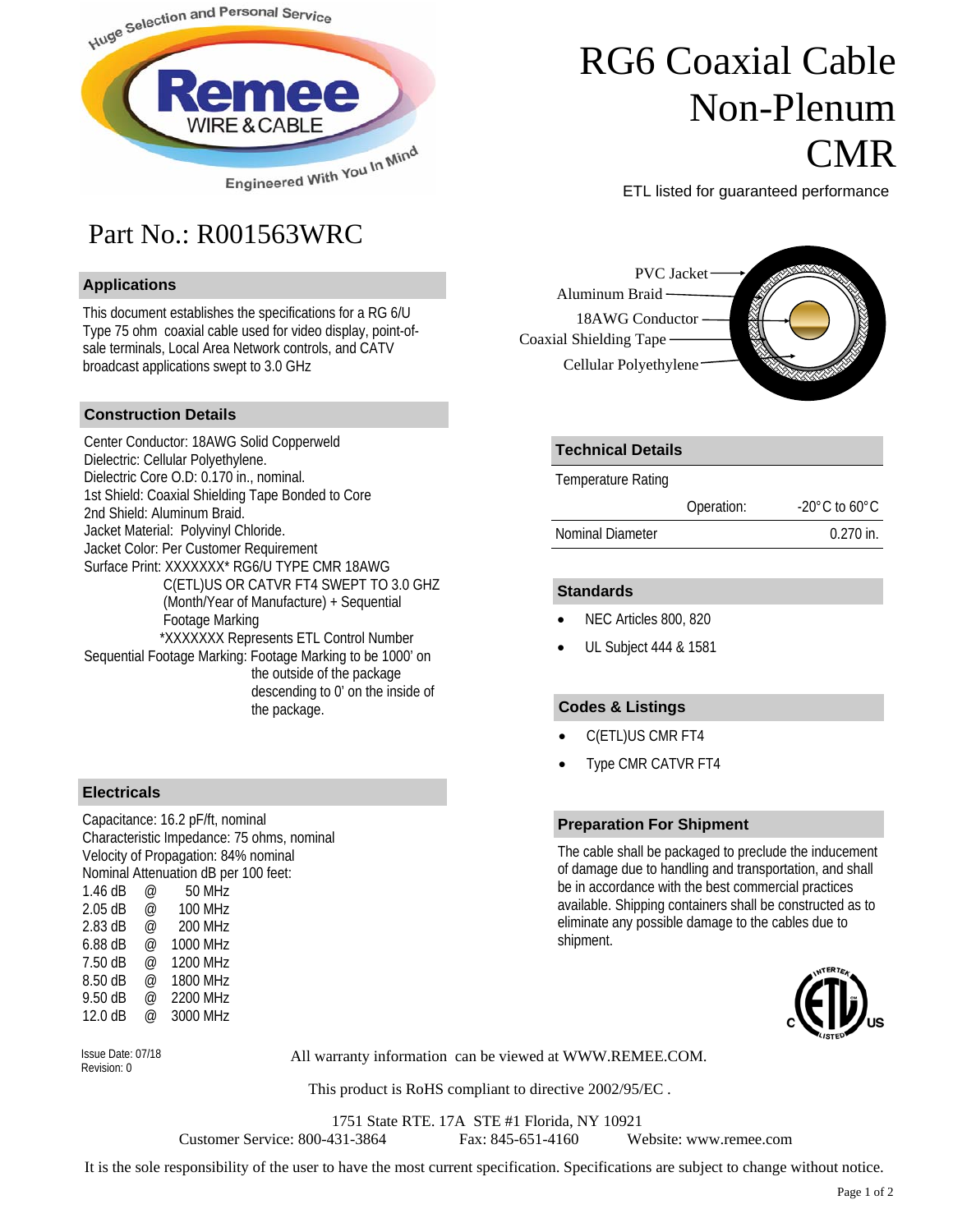# RG6 Coaxial Cable Non-Plenum CMR

ETL listed for guaranteed performance

## Part No.: R001563WRC

PVC Jacket
Aluminum Braid
18AWG Conductor
Coaxial Shielding Tape
Cellular Polyethylene

### Applications

This document establishes the specifications for a RG 6/U Type 75 ohm coaxial cable used for video display, point-of-sale terminals, Local Area Network controls, and CATV broadcast applications swept to 3.0 GHz

### Construction Details

Center Conductor: 18AWG Solid Copperweld
Dielectric: Cellular Polyethylene.
Dielectric Core O.D: 0.170 in., nominal.
1st Shield: Coaxial Shielding Tape Bonded to Core
2nd Shield: Aluminum Braid.
Jacket Material: Polyvinyl Chloride.
Jacket Color: Per Customer Requirement
Surface Print: XXXXXXX* RG6/U TYPE CMR 18AWG C(ETL)US OR CATVR FT4 SWEPT TO 3.0 GHZ (Month/Year of Manufacture) + Sequential Footage Marking
*XXXXXXX Represents ETL Control Number
Sequential Footage Marking: Footage Marking to be 1000' on the outside of the package descending to 0' on the inside of the package.

### Electricals

Capacitance: 16.2 pF/ft, nominal
Characteristic Impedance: 75 ohms, nominal
Velocity of Propagation: 84% nominal
Nominal Attenuation dB per 100 feet:

| dB | | Frequency |
|---|---|---|
| 1.46 dB | @ | 50 MHz |
| 2.05 dB | @ | 100 MHz |
| 2.83 dB | @ | 200 MHz |
| 6.88 dB | @ | 1000 MHz |
| 7.50 dB | @ | 1200 MHz |
| 8.50 dB | @ | 1800 MHz |
| 9.50 dB | @ | 2200 MHz |
| 12.0 dB | @ | 3000 MHz |

### Technical Details

| Temperature Rating | | |
|---|---|---|
| | Operation: | -20°C to 60°C |
| Nominal Diameter | | 0.270 in. |

### Standards

- NEC Articles 800, 820
- UL Subject 444 & 1581

### Codes & Listings

- C(ETL)US CMR FT4
- Type CMR CATVR FT4

### Preparation For Shipment

The cable shall be packaged to preclude the inducement of damage due to handling and transportation, and shall be in accordance with the best commercial practices available. Shipping containers shall be constructed as to eliminate any possible damage to the cables due to shipment.

Issue Date: 07/18
Revision: 0

All warranty information can be viewed at WWW.REMEE.COM.

This product is RoHS compliant to directive 2002/95/EC .

1751 State RTE. 17A STE #1 Florida, NY 10921
Customer Service: 800-431-3864 Fax: 845-651-4160 Website: www.remee.com

It is the sole responsibility of the user to have the most current specification. Specifications are subject to change without notice.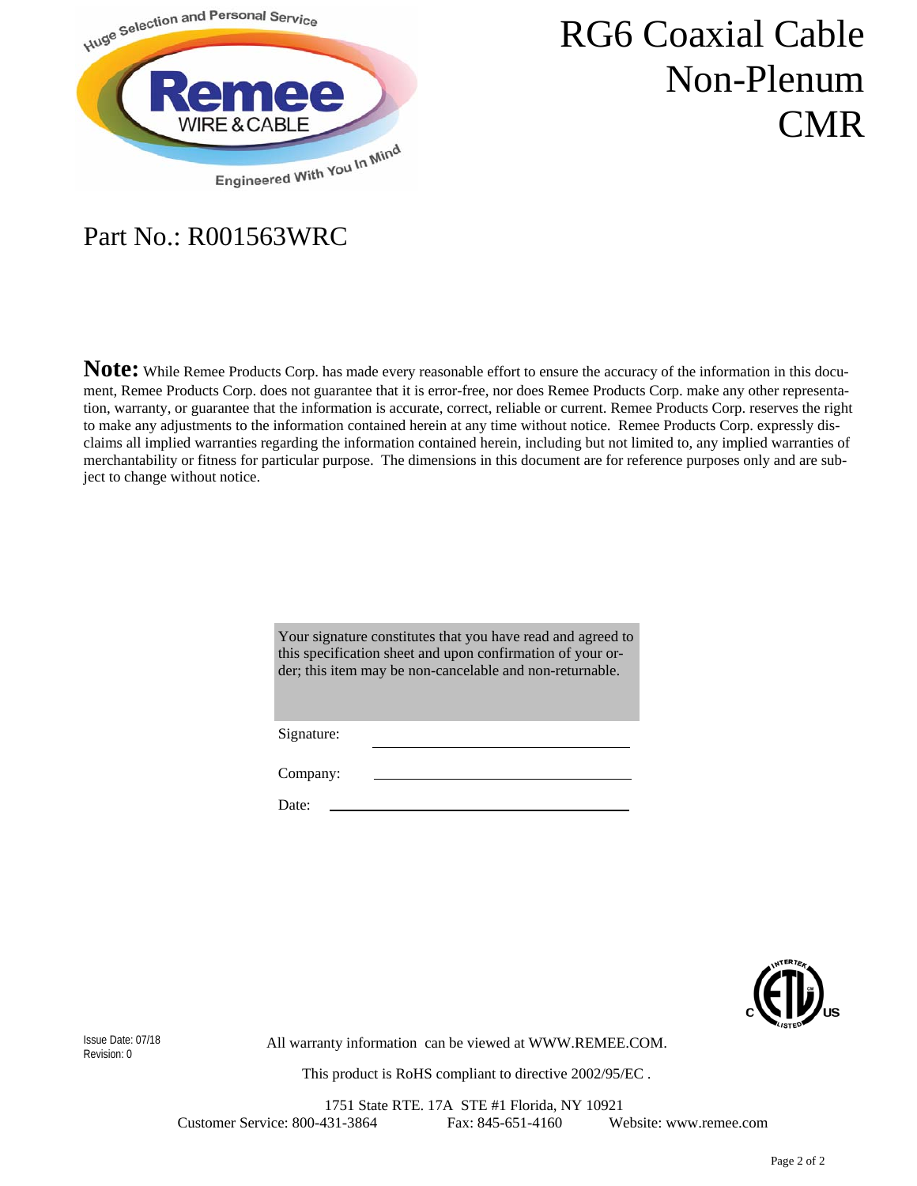# RG6 Coaxial Cable Non-Plenum CMR

## Part No.: R001563WRC

**Note:** While Remee Products Corp. has made every reasonable effort to ensure the accuracy of the information in this document, Remee Products Corp. does not guarantee that it is error-free, nor does Remee Products Corp. make any other representation, warranty, or guarantee that the information is accurate, correct, reliable or current. Remee Products Corp. reserves the right to make any adjustments to the information contained herein at any time without notice. Remee Products Corp. expressly disclaims all implied warranties regarding the information contained herein, including but not limited to, any implied warranties of merchantability or fitness for particular purpose. The dimensions in this document are for reference purposes only and are subject to change without notice.

Your signature constitutes that you have read and agreed to this specification sheet and upon confirmation of your order; this item may be non-cancelable and non-returnable.

Signature: ______________________

Company: ______________________

Date: ______________________

Issue Date: 07/18
Revision: 0

All warranty information can be viewed at WWW.REMEE.COM.

This product is RoHS compliant to directive 2002/95/EC .

1751 State RTE. 17A STE #1 Florida, NY 10921
Customer Service: 800-431-3864 Fax: 845-651-4160 Website: www.remee.com